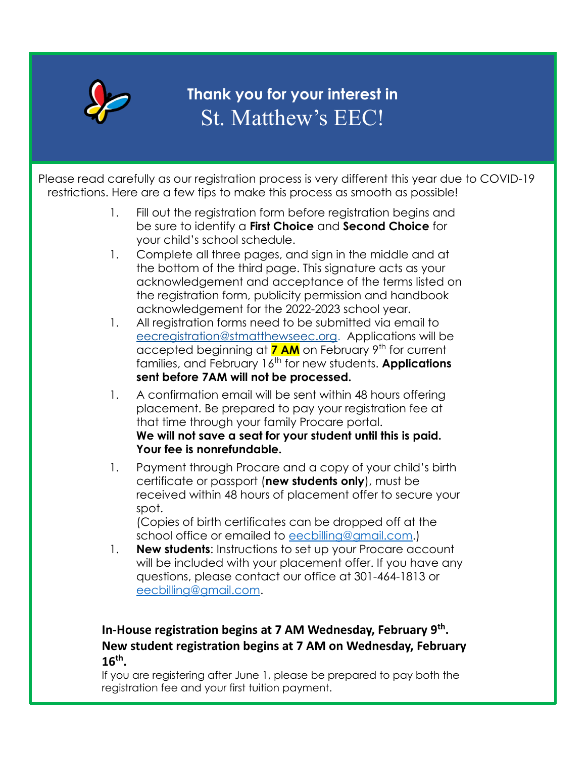# Thank you for your interest in St. Matthew's EEC!

Please read carefully as our registration process is very different this year due to COVID-19 restrictions. Here are a few tips to make this process as smooth as possible!

1. Fill out the registration form before registration begins and be sure to identify a **First Choice** and **Second Choice** for your child's school schedule.
1. Complete all three pages, and sign in the middle and at the bottom of the third page. This signature acts as your acknowledgement and acceptance of the terms listed on the registration form, publicity permission and handbook acknowledgement for the 2022-2023 school year.
1. All registration forms need to be submitted via email to eecregistration@stmatthewseec.org. Applications will be accepted beginning at **7 AM** on February 9th for current families, and February 16th for new students. **Applications sent before 7AM will not be processed.**
1. A confirmation email will be sent within 48 hours offering placement. Be prepared to pay your registration fee at that time through your family Procare portal.
   **We will not save a seat for your student until this is paid. Your fee is nonrefundable.**
1. Payment through Procare and a copy of your child's birth certificate or passport (**new students only**), must be received within 48 hours of placement offer to secure your spot.
   (Copies of birth certificates can be dropped off at the school office or emailed to eecbilling@gmail.com.)
1. **New students**: Instructions to set up your Procare account will be included with your placement offer. If you have any questions, please contact our office at 301-464-1813 or eecbilling@gmail.com.

**In-House registration begins at 7 AM Wednesday, February 9th.**
**New student registration begins at 7 AM on Wednesday, February 16th.**

If you are registering after June 1, please be prepared to pay both the registration fee and your first tuition payment.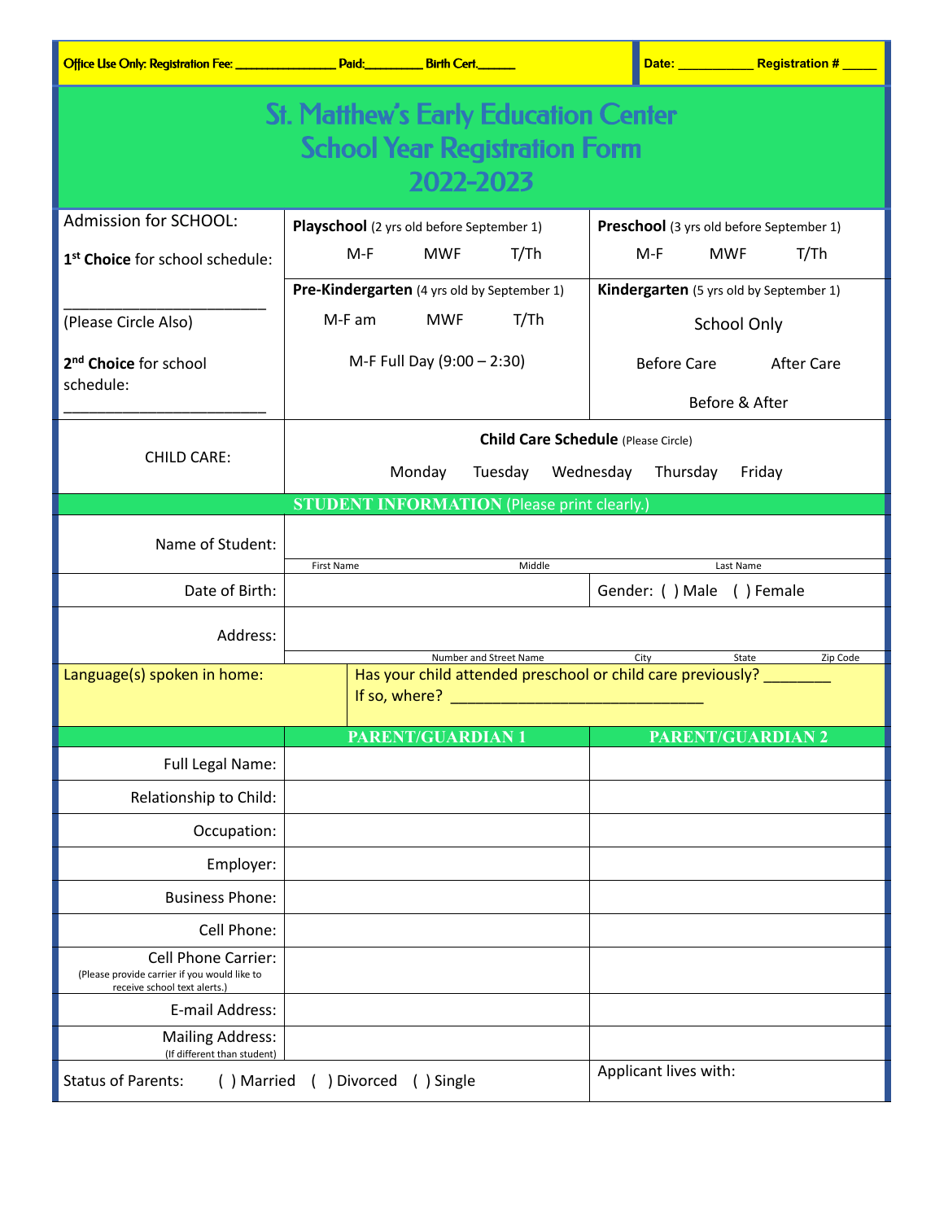Office Use Only: Registration Fee: _______________ Paid:________ Birth Cert.______ | Date: ___________ Registration # _____

# St. Matthew's Early Education Center
# School Year Registration Form
# 2022-2023

| Admission for SCHOOL: | **Playschool** (2 yrs old before September 1) | **Preschool** (3 yrs old before September 1) |
|---|---|---|
| **1st Choice** for school schedule: ________________________ | M-F MWF T/Th | M-F MWF T/Th |
| (Please Circle Also) | **Pre-Kindergarten** (4 yrs old by September 1) | **Kindergarten** (5 yrs old by September 1) |
| **2nd Choice** for school schedule: ________________________ | M-F am MWF T/Th<br>M-F Full Day (9:00 – 2:30) | School Only<br>Before Care After Care<br>Before & After |
| CHILD CARE: | **Child Care Schedule** (Please Circle)<br>Monday Tuesday Wednesday Thursday Friday | |

## STUDENT INFORMATION (Please print clearly.)

| | | | |
|---|---|---|---|
| Name of Student: | First Name | Middle | Last Name |
| Date of Birth: | | Gender: ( ) Male ( ) Female | |
| Address: | Number and Street Name | City | State / Zip Code |

Language(s) spoken in home:

Has your child attended preschool or child care previously? ________
If so, where? ______________________________

| | PARENT/GUARDIAN 1 | PARENT/GUARDIAN 2 |
|---|---|---|
| Full Legal Name: | | |
| Relationship to Child: | | |
| Occupation: | | |
| Employer: | | |
| Business Phone: | | |
| Cell Phone: | | |
| Cell Phone Carrier: (Please provide carrier if you would like to receive school text alerts.) | | |
| E-mail Address: | | |
| Mailing Address: (If different than student) | | |

Status of Parents: ( ) Married ( ) Divorced ( ) Single

Applicant lives with: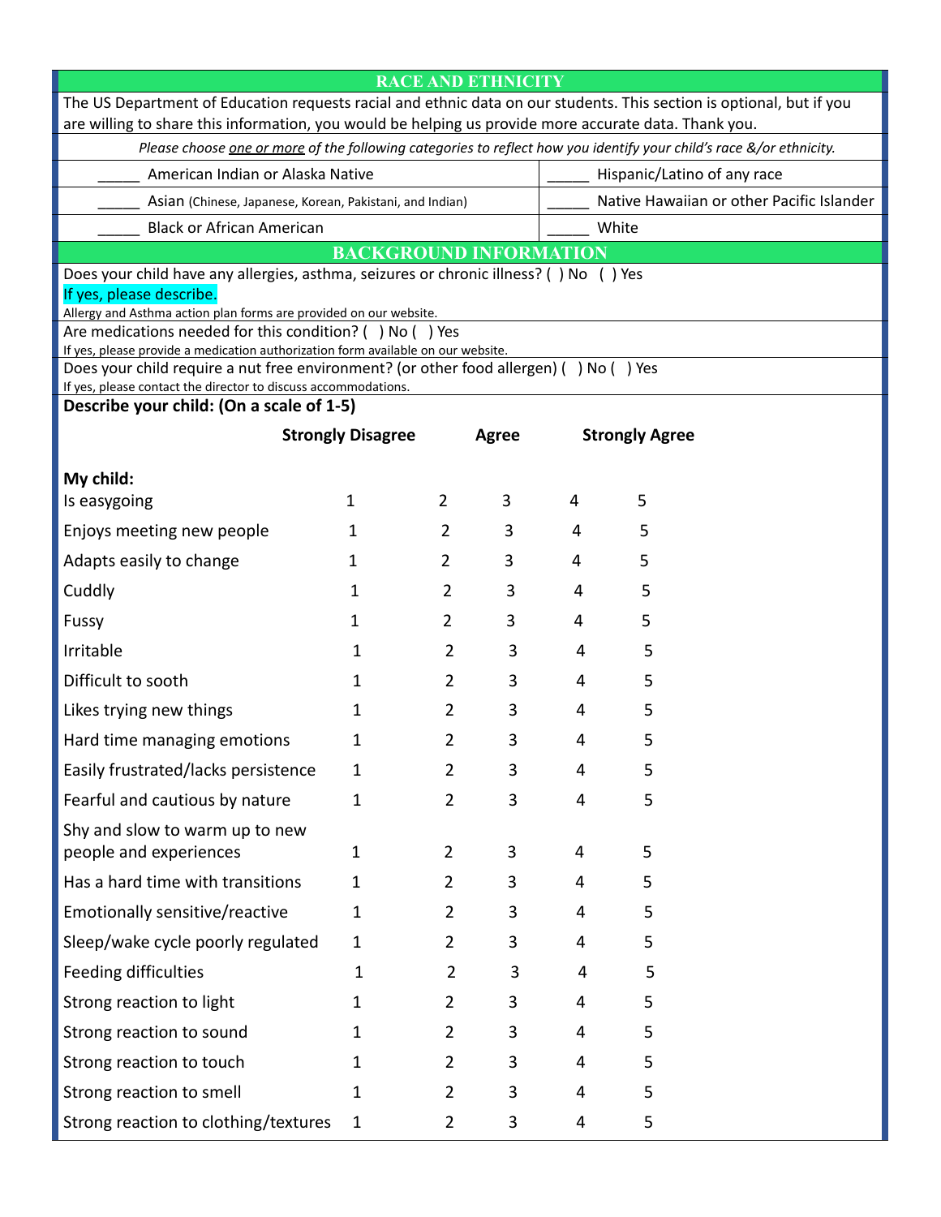## RACE AND ETHNICITY

The US Department of Education requests racial and ethnic data on our students. This section is optional, but if you are willing to share this information, you would be helping us provide more accurate data. Thank you.

*Please choose one or more of the following categories to reflect how you identify your child's race &/or ethnicity.*

| | |
|---|---|
| _____ American Indian or Alaska Native | _____ Hispanic/Latino of any race |
| _____ Asian (Chinese, Japanese, Korean, Pakistani, and Indian) | _____ Native Hawaiian or other Pacific Islander |
| _____ Black or African American | _____ White |

## BACKGROUND INFORMATION

Does your child have any allergies, asthma, seizures or chronic illness? ( ) No ( ) Yes

If yes, please describe.

Allergy and Asthma action plan forms are provided on our website.

Are medications needed for this condition? ( ) No ( ) Yes

If yes, please provide a medication authorization form available on our website.

Does your child require a nut free environment? (or other food allergen) ( ) No ( ) Yes

If yes, please contact the director to discuss accommodations.

**Describe your child: (On a scale of 1-5)**

| **My child:** | **Strongly Disagree** | | **Agree** | | **Strongly Agree** |
|---|---|---|---|---|---|
| Is easygoing | 1 | 2 | 3 | 4 | 5 |
| Enjoys meeting new people | 1 | 2 | 3 | 4 | 5 |
| Adapts easily to change | 1 | 2 | 3 | 4 | 5 |
| Cuddly | 1 | 2 | 3 | 4 | 5 |
| Fussy | 1 | 2 | 3 | 4 | 5 |
| Irritable | 1 | 2 | 3 | 4 | 5 |
| Difficult to sooth | 1 | 2 | 3 | 4 | 5 |
| Likes trying new things | 1 | 2 | 3 | 4 | 5 |
| Hard time managing emotions | 1 | 2 | 3 | 4 | 5 |
| Easily frustrated/lacks persistence | 1 | 2 | 3 | 4 | 5 |
| Fearful and cautious by nature | 1 | 2 | 3 | 4 | 5 |
| Shy and slow to warm up to new people and experiences | 1 | 2 | 3 | 4 | 5 |
| Has a hard time with transitions | 1 | 2 | 3 | 4 | 5 |
| Emotionally sensitive/reactive | 1 | 2 | 3 | 4 | 5 |
| Sleep/wake cycle poorly regulated | 1 | 2 | 3 | 4 | 5 |
| Feeding difficulties | 1 | 2 | 3 | 4 | 5 |
| Strong reaction to light | 1 | 2 | 3 | 4 | 5 |
| Strong reaction to sound | 1 | 2 | 3 | 4 | 5 |
| Strong reaction to touch | 1 | 2 | 3 | 4 | 5 |
| Strong reaction to smell | 1 | 2 | 3 | 4 | 5 |
| Strong reaction to clothing/textures | 1 | 2 | 3 | 4 | 5 |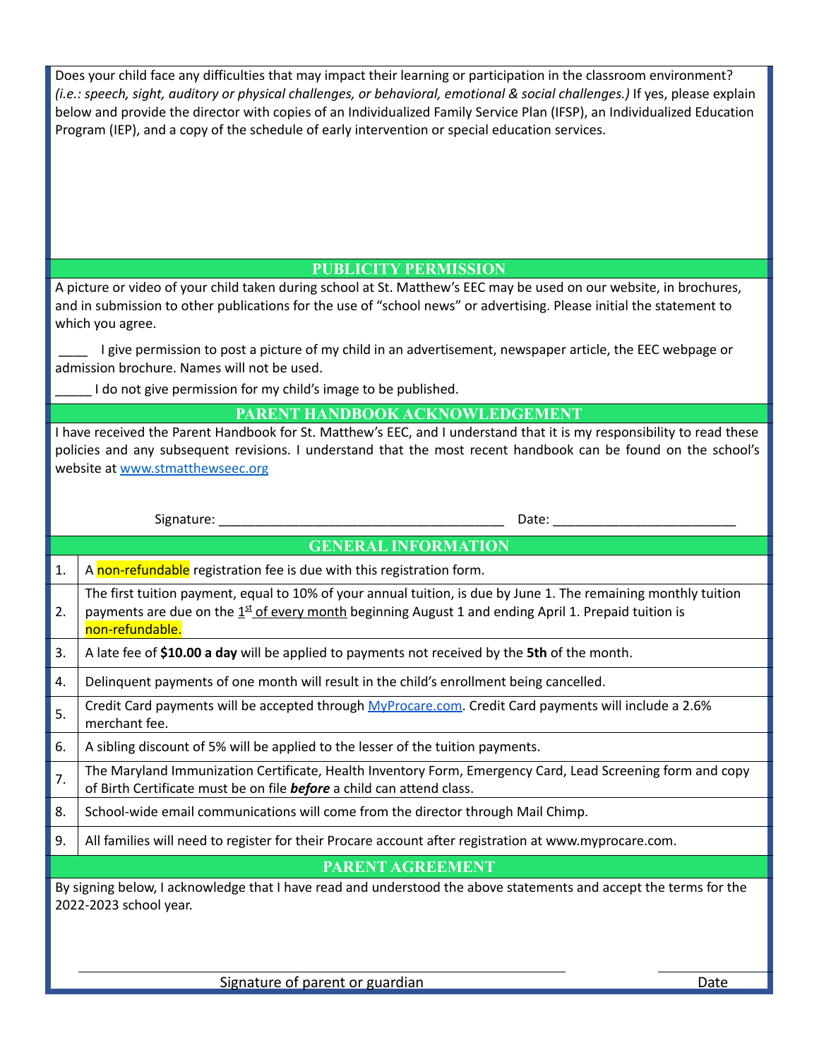Does your child face any difficulties that may impact their learning or participation in the classroom environment? *(i.e.: speech, sight, auditory or physical challenges, or behavioral, emotional & social challenges.)* If yes, please explain below and provide the director with copies of an Individualized Family Service Plan (IFSP), an Individualized Education Program (IEP), and a copy of the schedule of early intervention or special education services.

## PUBLICITY PERMISSION

A picture or video of your child taken during school at St. Matthew's EEC may be used on our website, in brochures, and in submission to other publications for the use of "school news" or advertising. Please initial the statement to which you agree.

____ I give permission to post a picture of my child in an advertisement, newspaper article, the EEC webpage or admission brochure. Names will not be used.

_____ I do not give permission for my child's image to be published.

## PARENT HANDBOOK ACKNOWLEDGEMENT

I have received the Parent Handbook for St. Matthew's EEC, and I understand that it is my responsibility to read these policies and any subsequent revisions. I understand that the most recent handbook can be found on the school's website at www.stmatthewseec.org

Signature: ________________________________________ Date: _________________________

## GENERAL INFORMATION

| | |
|---|---|
| 1. | A non-refundable registration fee is due with this registration form. |
| 2. | The first tuition payment, equal to 10% of your annual tuition, is due by June 1. The remaining monthly tuition payments are due on the 1st of every month beginning August 1 and ending April 1. Prepaid tuition is non-refundable. |
| 3. | A late fee of **$10.00 a day** will be applied to payments not received by the **5th** of the month. |
| 4. | Delinquent payments of one month will result in the child's enrollment being cancelled. |
| 5. | Credit Card payments will be accepted through MyProcare.com. Credit Card payments will include a 2.6% merchant fee. |
| 6. | A sibling discount of 5% will be applied to the lesser of the tuition payments. |
| 7. | The Maryland Immunization Certificate, Health Inventory Form, Emergency Card, Lead Screening form and copy of Birth Certificate must be on file ***before*** a child can attend class. |
| 8. | School-wide email communications will come from the director through Mail Chimp. |
| 9. | All families will need to register for their Procare account after registration at www.myprocare.com. |

## PARENT AGREEMENT

By signing below, I acknowledge that I have read and understood the above statements and accept the terms for the 2022-2023 school year.

_____________________________________________ ______________

Signature of parent or guardian Date